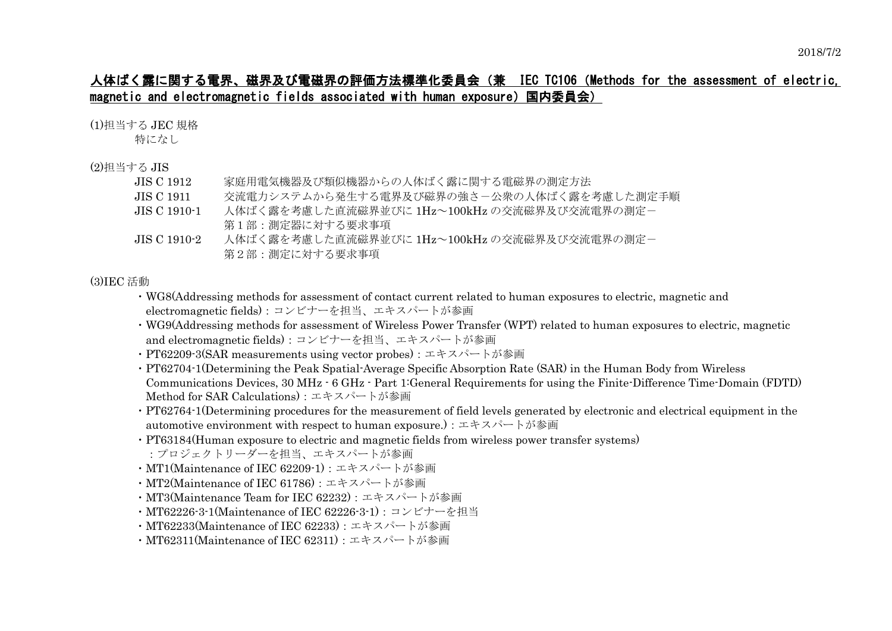2018/7/2

# 人体ばく露に関する電界、磁界及び電磁界の評価方法標準化委員会（兼　IEC TC106（Methods for the assessment of electric, magnetic and electromagnetic fields associated with human exposure）国内委員会）

(1)担当する JEC 規格

特になし

(2)担当する JIS

| | |
|---|---|
| JIS C 1912 | 家庭用電気機器及び類似機器からの人体ばく露に関する電磁界の測定方法 |
| JIS C 1911 | 交流電力システムから発生する電界及び磁界の強さ－公衆の人体ばく露を考慮した測定手順 |
| JIS C 1910-1 | 人体ばく露を考慮した直流磁界並びに 1Hz～100kHz の交流磁界及び交流電界の測定－第 1 部：測定器に対する要求事項 |
| JIS C 1910-2 | 人体ばく露を考慮した直流磁界並びに 1Hz～100kHz の交流磁界及び交流電界の測定－第 2 部：測定に対する要求事項 |

(3)IEC 活動

- ・WG8(Addressing methods for assessment of contact current related to human exposures to electric, magnetic and electromagnetic fields)：コンビナーを担当、エキスパートが参画
- ・WG9(Addressing methods for assessment of Wireless Power Transfer (WPT) related to human exposures to electric, magnetic and electromagnetic fields)：コンビナーを担当、エキスパートが参画
- ・PT62209-3(SAR measurements using vector probes)：エキスパートが参画
- ・PT62704-1(Determining the Peak Spatial-Average Specific Absorption Rate (SAR) in the Human Body from Wireless Communications Devices, 30 MHz - 6 GHz - Part 1:General Requirements for using the Finite-Difference Time-Domain (FDTD) Method for SAR Calculations)：エキスパートが参画
- ・PT62764-1(Determining procedures for the measurement of field levels generated by electronic and electrical equipment in the automotive environment with respect to human exposure.)：エキスパートが参画
- ・PT63184(Human exposure to electric and magnetic fields from wireless power transfer systems)：プロジェクトリーダーを担当、エキスパートが参画
- ・MT1(Maintenance of IEC 62209-1)：エキスパートが参画
- ・MT2(Maintenance of IEC 61786)：エキスパートが参画
- ・MT3(Maintenance Team for IEC 62232)：エキスパートが参画
- ・MT62226-3-1(Maintenance of IEC 62226-3-1)：コンビナーを担当
- ・MT62233(Maintenance of IEC 62233)：エキスパートが参画
- ・MT62311(Maintenance of IEC 62311)：エキスパートが参画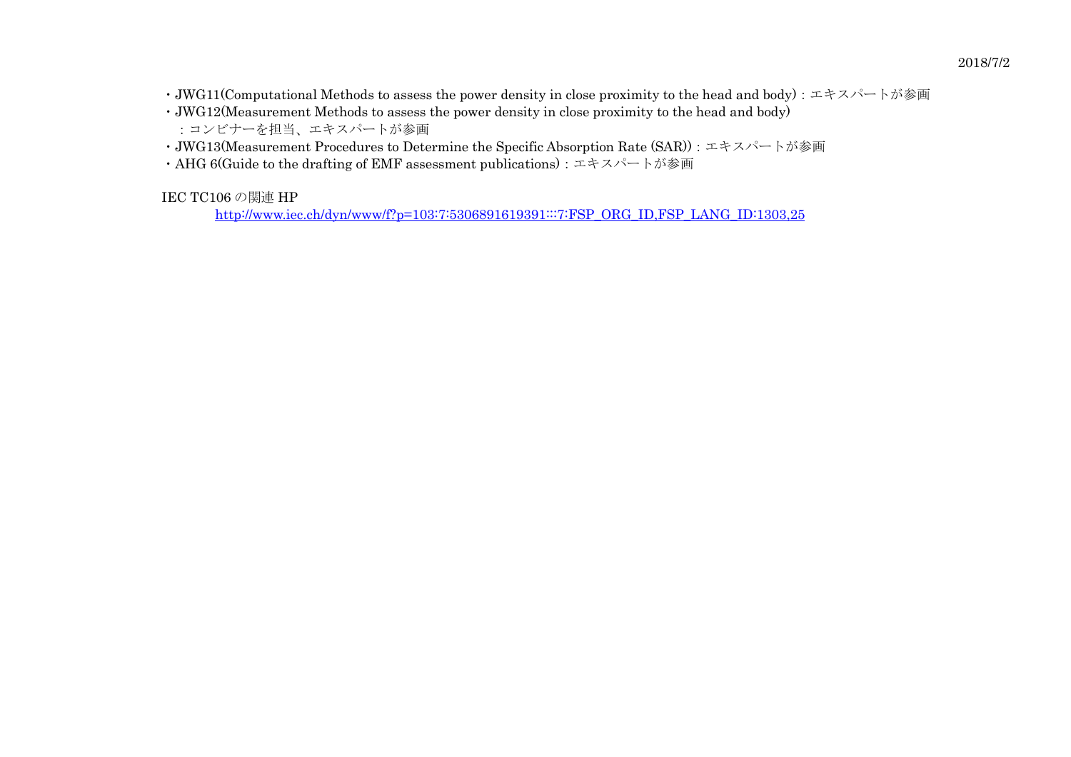・JWG11(Computational Methods to assess the power density in close proximity to the head and body)：エキスパートが参画

・JWG12(Measurement Methods to assess the power density in close proximity to the head and body)
　：コンビナーを担当、エキスパートが参画

・JWG13(Measurement Procedures to Determine the Specific Absorption Rate (SAR))：エキスパートが参画

・AHG 6(Guide to the drafting of EMF assessment publications)：エキスパートが参画

IEC TC106 の関連 HP

http://www.iec.ch/dyn/www/f?p=103:7:5306891619391::::7:FSP_ORG_ID,FSP_LANG_ID:1303,25